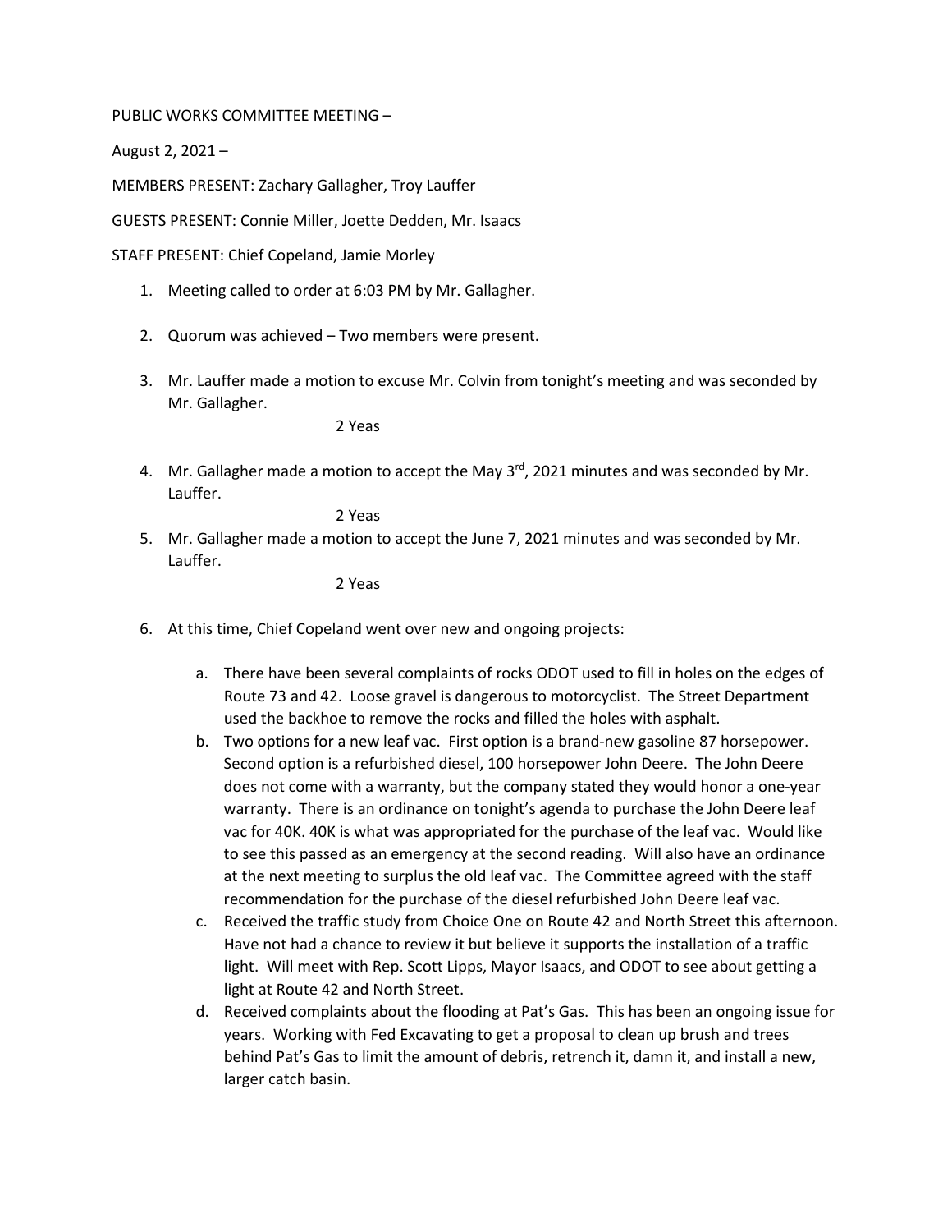PUBLIC WORKS COMMITTEE MEETING –

August 2, 2021 –

MEMBERS PRESENT: Zachary Gallagher, Troy Lauffer

GUESTS PRESENT: Connie Miller, Joette Dedden, Mr. Isaacs

STAFF PRESENT: Chief Copeland, Jamie Morley

1. Meeting called to order at 6:03 PM by Mr. Gallagher.

2. Quorum was achieved – Two members were present.

3. Mr. Lauffer made a motion to excuse Mr. Colvin from tonight's meeting and was seconded by Mr. Gallagher.

   2 Yeas

4. Mr. Gallagher made a motion to accept the May 3rd, 2021 minutes and was seconded by Mr. Lauffer.

   2 Yeas

5. Mr. Gallagher made a motion to accept the June 7, 2021 minutes and was seconded by Mr. Lauffer.

   2 Yeas

6. At this time, Chief Copeland went over new and ongoing projects:

   a. There have been several complaints of rocks ODOT used to fill in holes on the edges of Route 73 and 42. Loose gravel is dangerous to motorcyclist. The Street Department used the backhoe to remove the rocks and filled the holes with asphalt.
   b. Two options for a new leaf vac. First option is a brand-new gasoline 87 horsepower. Second option is a refurbished diesel, 100 horsepower John Deere. The John Deere does not come with a warranty, but the company stated they would honor a one-year warranty. There is an ordinance on tonight's agenda to purchase the John Deere leaf vac for 40K. 40K is what was appropriated for the purchase of the leaf vac. Would like to see this passed as an emergency at the second reading. Will also have an ordinance at the next meeting to surplus the old leaf vac. The Committee agreed with the staff recommendation for the purchase of the diesel refurbished John Deere leaf vac.
   c. Received the traffic study from Choice One on Route 42 and North Street this afternoon. Have not had a chance to review it but believe it supports the installation of a traffic light. Will meet with Rep. Scott Lipps, Mayor Isaacs, and ODOT to see about getting a light at Route 42 and North Street.
   d. Received complaints about the flooding at Pat's Gas. This has been an ongoing issue for years. Working with Fed Excavating to get a proposal to clean up brush and trees behind Pat's Gas to limit the amount of debris, retrench it, damn it, and install a new, larger catch basin.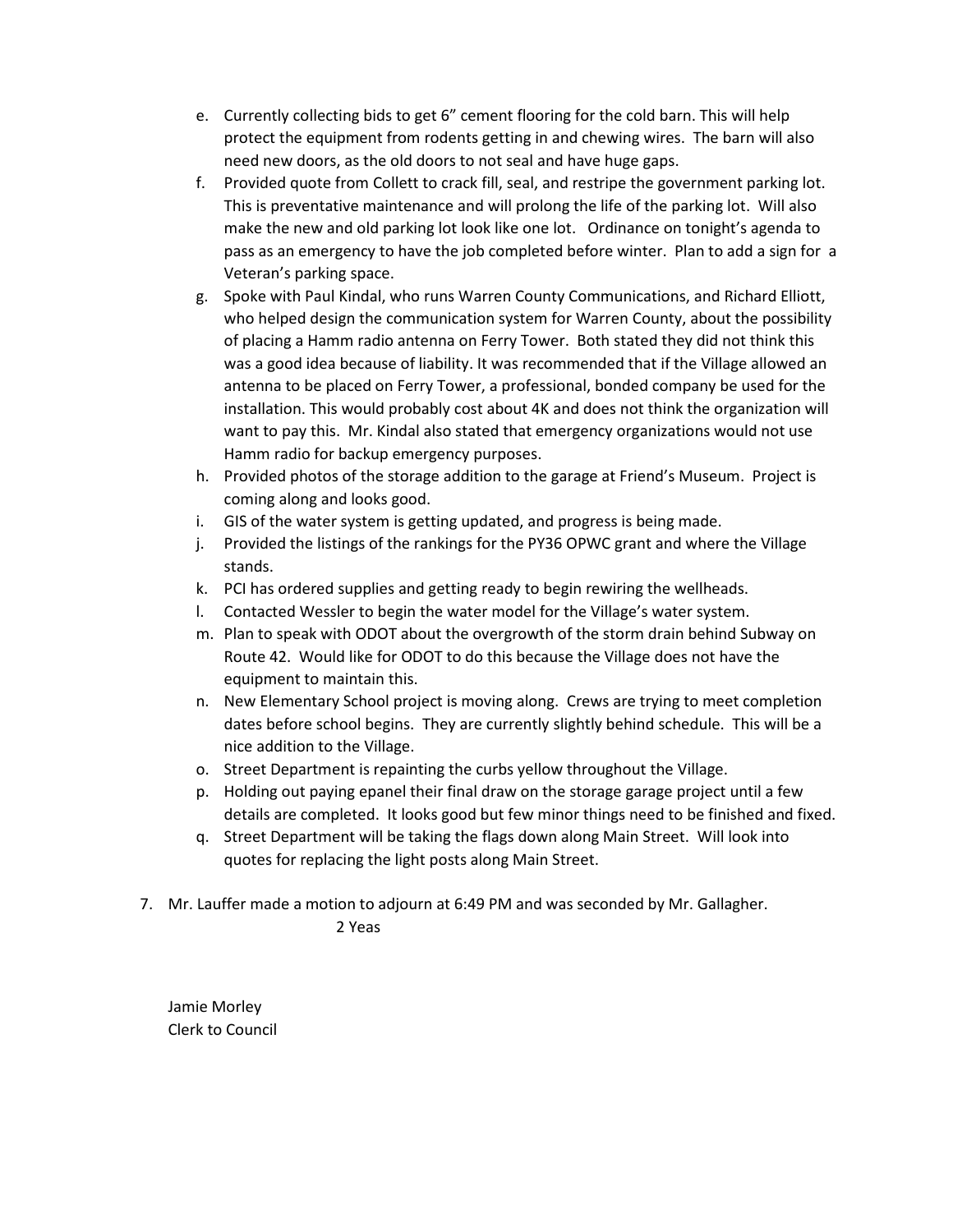e. Currently collecting bids to get 6" cement flooring for the cold barn. This will help protect the equipment from rodents getting in and chewing wires. The barn will also need new doors, as the old doors to not seal and have huge gaps.
f. Provided quote from Collett to crack fill, seal, and restripe the government parking lot. This is preventative maintenance and will prolong the life of the parking lot. Will also make the new and old parking lot look like one lot. Ordinance on tonight's agenda to pass as an emergency to have the job completed before winter. Plan to add a sign for a Veteran's parking space.
g. Spoke with Paul Kindal, who runs Warren County Communications, and Richard Elliott, who helped design the communication system for Warren County, about the possibility of placing a Hamm radio antenna on Ferry Tower. Both stated they did not think this was a good idea because of liability. It was recommended that if the Village allowed an antenna to be placed on Ferry Tower, a professional, bonded company be used for the installation. This would probably cost about 4K and does not think the organization will want to pay this. Mr. Kindal also stated that emergency organizations would not use Hamm radio for backup emergency purposes.
h. Provided photos of the storage addition to the garage at Friend's Museum. Project is coming along and looks good.
i. GIS of the water system is getting updated, and progress is being made.
j. Provided the listings of the rankings for the PY36 OPWC grant and where the Village stands.
k. PCI has ordered supplies and getting ready to begin rewiring the wellheads.
l. Contacted Wessler to begin the water model for the Village's water system.
m. Plan to speak with ODOT about the overgrowth of the storm drain behind Subway on Route 42. Would like for ODOT to do this because the Village does not have the equipment to maintain this.
n. New Elementary School project is moving along. Crews are trying to meet completion dates before school begins. They are currently slightly behind schedule. This will be a nice addition to the Village.
o. Street Department is repainting the curbs yellow throughout the Village.
p. Holding out paying epanel their final draw on the storage garage project until a few details are completed. It looks good but few minor things need to be finished and fixed.
q. Street Department will be taking the flags down along Main Street. Will look into quotes for replacing the light posts along Main Street.

7. Mr. Lauffer made a motion to adjourn at 6:49 PM and was seconded by Mr. Gallagher.

   2 Yeas

Jamie Morley
Clerk to Council